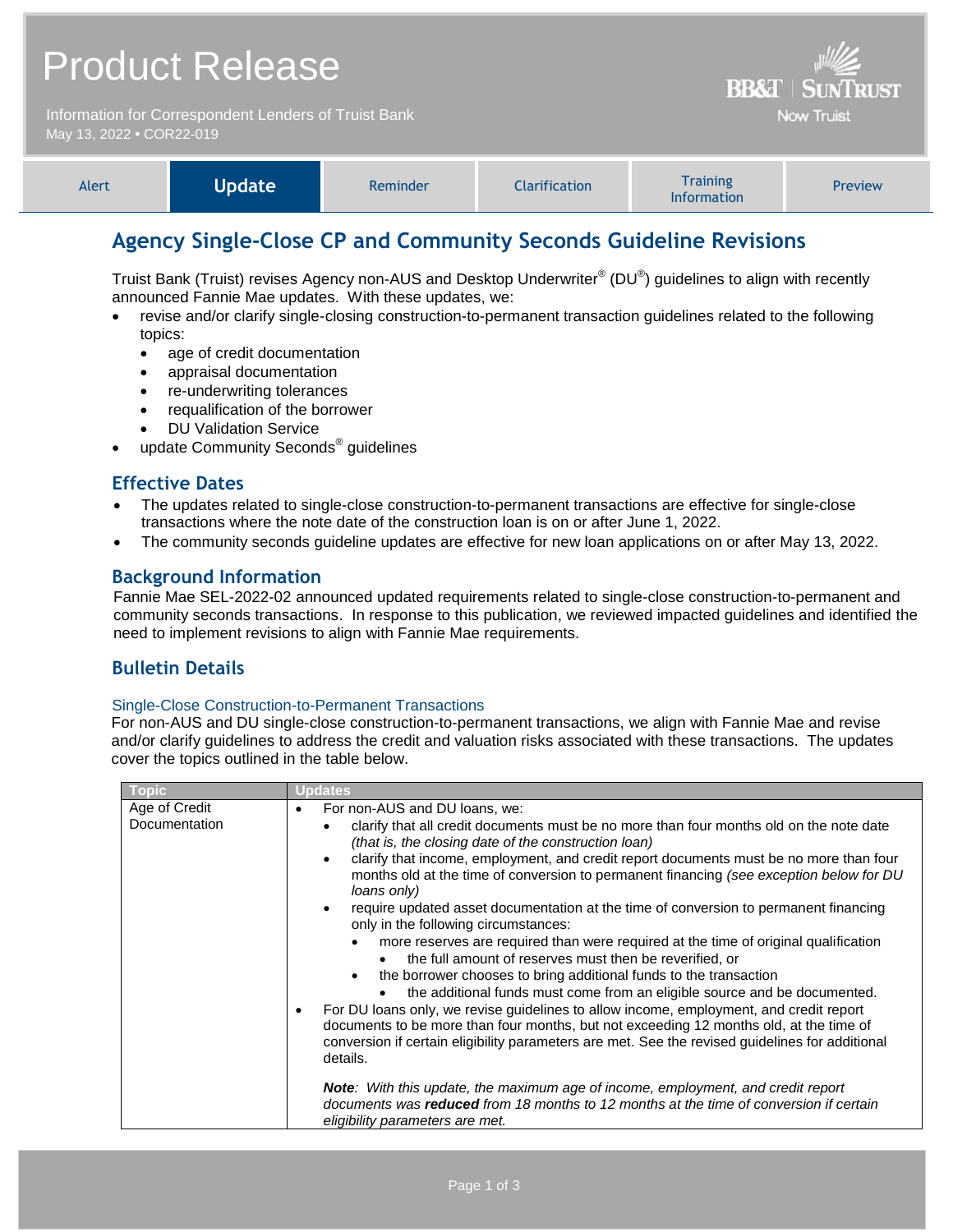# Product Release

Information for Correspondent Lenders of Truist Bank
May 13, 2022 • COR22-019

BB&T | SunTrust
Now Truist

Alert | **Update** | Reminder | Clarification | Training Information | Preview

## Agency Single-Close CP and Community Seconds Guideline Revisions

Truist Bank (Truist) revises Agency non-AUS and Desktop Underwriter® (DU®) guidelines to align with recently announced Fannie Mae updates. With these updates, we:

- revise and/or clarify single-closing construction-to-permanent transaction guidelines related to the following topics:
  - age of credit documentation
  - appraisal documentation
  - re-underwriting tolerances
  - requalification of the borrower
  - DU Validation Service
- update Community Seconds® guidelines

### Effective Dates

- The updates related to single-close construction-to-permanent transactions are effective for single-close transactions where the note date of the construction loan is on or after June 1, 2022.
- The community seconds guideline updates are effective for new loan applications on or after May 13, 2022.

### Background Information

Fannie Mae SEL-2022-02 announced updated requirements related to single-close construction-to-permanent and community seconds transactions. In response to this publication, we reviewed impacted guidelines and identified the need to implement revisions to align with Fannie Mae requirements.

### Bulletin Details

#### Single-Close Construction-to-Permanent Transactions

For non-AUS and DU single-close construction-to-permanent transactions, we align with Fannie Mae and revise and/or clarify guidelines to address the credit and valuation risks associated with these transactions. The updates cover the topics outlined in the table below.

| Topic | Updates |
|---|---|
| Age of Credit Documentation | • For non-AUS and DU loans, we:<br>  ◦ clarify that all credit documents must be no more than four months old on the note date *(that is, the closing date of the construction loan)*<br>  ◦ clarify that income, employment, and credit report documents must be no more than four months old at the time of conversion to permanent financing *(see exception below for DU loans only)*<br>  ◦ require updated asset documentation at the time of conversion to permanent financing only in the following circumstances:<br>    ▪ more reserves are required than were required at the time of original qualification<br>      – the full amount of reserves must then be reverified, or<br>    ▪ the borrower chooses to bring additional funds to the transaction<br>      – the additional funds must come from an eligible source and be documented.<br>• For DU loans only, we revise guidelines to allow income, employment, and credit report documents to be more than four months, but not exceeding 12 months old, at the time of conversion if certain eligibility parameters are met. See the revised guidelines for additional details.<br><br>***Note**: With this update, the maximum age of income, employment, and credit report documents was **reduced** from 18 months to 12 months at the time of conversion if certain eligibility parameters are met.* |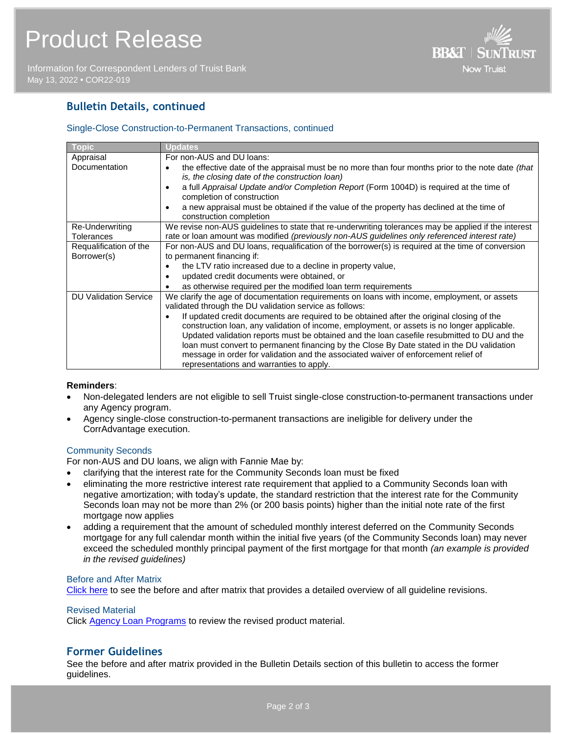## Bulletin Details, continued

### Single-Close Construction-to-Permanent Transactions, continued

| Topic | Updates |
|---|---|
| Appraisal Documentation | For non-AUS and DU loans:<br>• the effective date of the appraisal must be no more than four months prior to the note date *(that is, the closing date of the construction loan)*<br>• a full *Appraisal Update and/or Completion Report* (Form 1004D) is required at the time of completion of construction<br>• a new appraisal must be obtained if the value of the property has declined at the time of construction completion |
| Re-Underwriting Tolerances | We revise non-AUS guidelines to state that re-underwriting tolerances may be applied if the interest rate or loan amount was modified *(previously non-AUS guidelines only referenced interest rate)* |
| Requalification of the Borrower(s) | For non-AUS and DU loans, requalification of the borrower(s) is required at the time of conversion to permanent financing if:<br>• the LTV ratio increased due to a decline in property value,<br>• updated credit documents were obtained, or<br>• as otherwise required per the modified loan term requirements |
| DU Validation Service | We clarify the age of documentation requirements on loans with income, employment, or assets validated through the DU validation service as follows:<br>• If updated credit documents are required to be obtained after the original closing of the construction loan, any validation of income, employment, or assets is no longer applicable. Updated validation reports must be obtained and the loan casefile resubmitted to DU and the loan must convert to permanent financing by the Close By Date stated in the DU validation message in order for validation and the associated waiver of enforcement relief of representations and warranties to apply. |

**Reminders**:

- Non-delegated lenders are not eligible to sell Truist single-close construction-to-permanent transactions under any Agency program.
- Agency single-close construction-to-permanent transactions are ineligible for delivery under the CorrAdvantage execution.

### Community Seconds

For non-AUS and DU loans, we align with Fannie Mae by:

- clarifying that the interest rate for the Community Seconds loan must be fixed
- eliminating the more restrictive interest rate requirement that applied to a Community Seconds loan with negative amortization; with today's update, the standard restriction that the interest rate for the Community Seconds loan may not be more than 2% (or 200 basis points) higher than the initial note rate of the first mortgage now applies
- adding a requirement that the amount of scheduled monthly interest deferred on the Community Seconds mortgage for any full calendar month within the initial five years (of the Community Seconds loan) may never exceed the scheduled monthly principal payment of the first mortgage for that month *(an example is provided in the revised guidelines)*

### Before and After Matrix

Click here to see the before and after matrix that provides a detailed overview of all guideline revisions.

### Revised Material

Click Agency Loan Programs to review the revised product material.

## Former Guidelines

See the before and after matrix provided in the Bulletin Details section of this bulletin to access the former guidelines.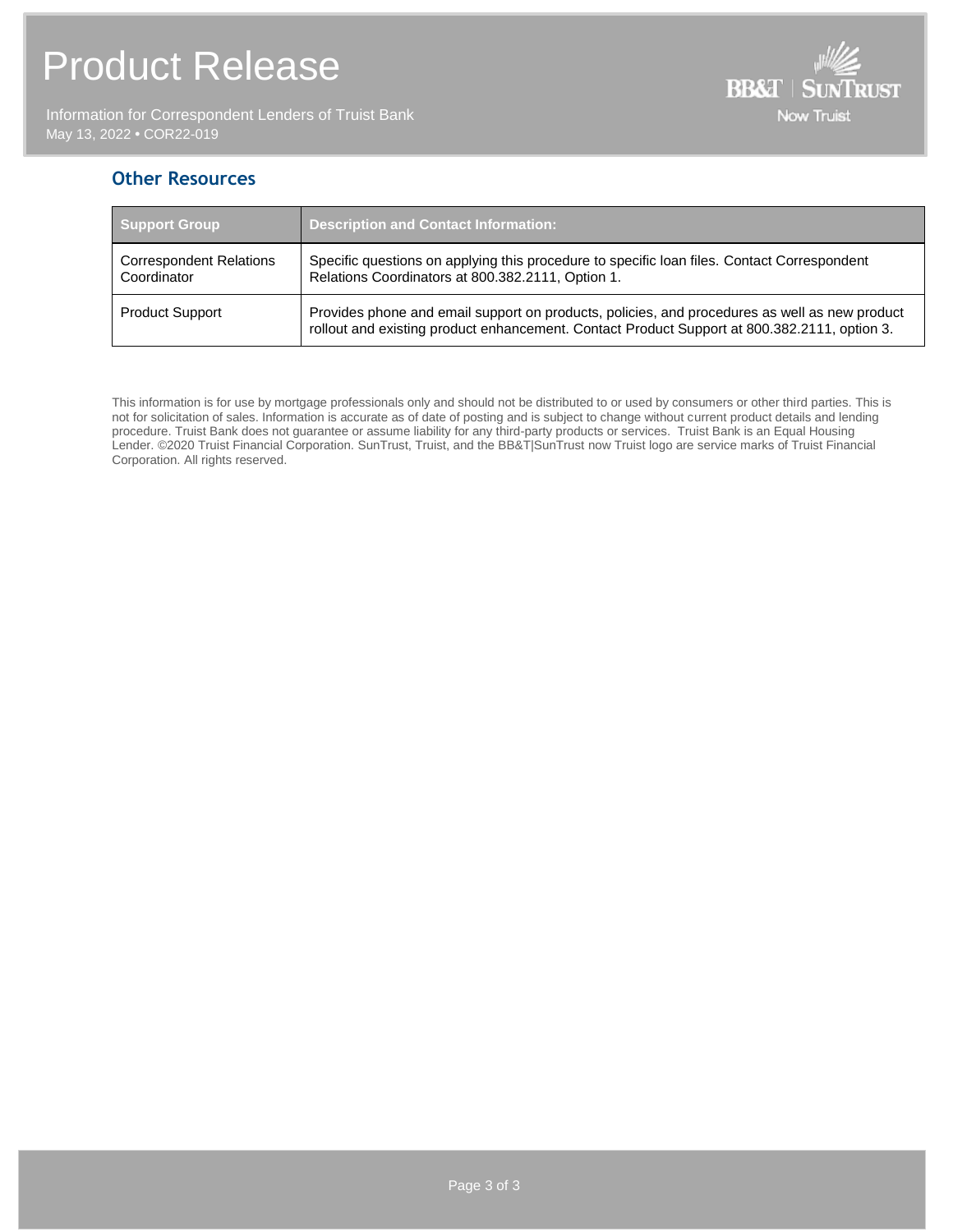## Other Resources

| Support Group | Description and Contact Information: |
| --- | --- |
| Correspondent Relations Coordinator | Specific questions on applying this procedure to specific loan files. Contact Correspondent Relations Coordinators at 800.382.2111, Option 1. |
| Product Support | Provides phone and email support on products, policies, and procedures as well as new product rollout and existing product enhancement. Contact Product Support at 800.382.2111, option 3. |

This information is for use by mortgage professionals only and should not be distributed to or used by consumers or other third parties. This is not for solicitation of sales. Information is accurate as of date of posting and is subject to change without current product details and lending procedure. Truist Bank does not guarantee or assume liability for any third-party products or services. Truist Bank is an Equal Housing Lender. ©2020 Truist Financial Corporation. SunTrust, Truist, and the BB&T|SunTrust now Truist logo are service marks of Truist Financial Corporation. All rights reserved.